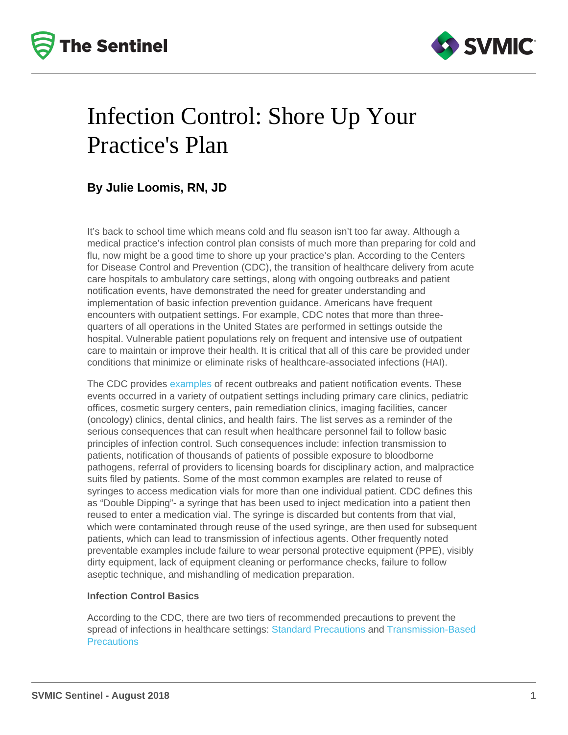# Infection Control: Shore Up Your Practice's Plan

**By Julie Loomis, RN, JD**

It's back to school time which means cold and flu season isn't too far away. Although a medical practice's infection control plan consists of much more than preparing for cold and flu, now might be a good time to shore up your practice's plan. According to the Centers for Disease Control and Prevention (CDC), the transition of healthcare delivery from acute care hospitals to ambulatory care settings, along with ongoing outbreaks and patient notification events, have demonstrated the need for greater understanding and implementation of basic infection prevention guidance. Americans have frequent encounters with outpatient settings. For example, CDC notes that more than three-quarters of all operations in the United States are performed in settings outside the hospital. Vulnerable patient populations rely on frequent and intensive use of outpatient care to maintain or improve their health. It is critical that all of this care be provided under conditions that minimize or eliminate risks of healthcare-associated infections (HAI).

The CDC provides examples of recent outbreaks and patient notification events. These events occurred in a variety of outpatient settings including primary care clinics, pediatric offices, cosmetic surgery centers, pain remediation clinics, imaging facilities, cancer (oncology) clinics, dental clinics, and health fairs. The list serves as a reminder of the serious consequences that can result when healthcare personnel fail to follow basic principles of infection control. Such consequences include: infection transmission to patients, notification of thousands of patients of possible exposure to bloodborne pathogens, referral of providers to licensing boards for disciplinary action, and malpractice suits filed by patients. Some of the most common examples are related to reuse of syringes to access medication vials for more than one individual patient. CDC defines this as "Double Dipping"- a syringe that has been used to inject medication into a patient then reused to enter a medication vial. The syringe is discarded but contents from that vial, which were contaminated through reuse of the used syringe, are then used for subsequent patients, which can lead to transmission of infectious agents. Other frequently noted preventable examples include failure to wear personal protective equipment (PPE), visibly dirty equipment, lack of equipment cleaning or performance checks, failure to follow aseptic technique, and mishandling of medication preparation.

**Infection Control Basics**

According to the CDC, there are two tiers of recommended precautions to prevent the spread of infections in healthcare settings: Standard Precautions and Transmission-Based Precautions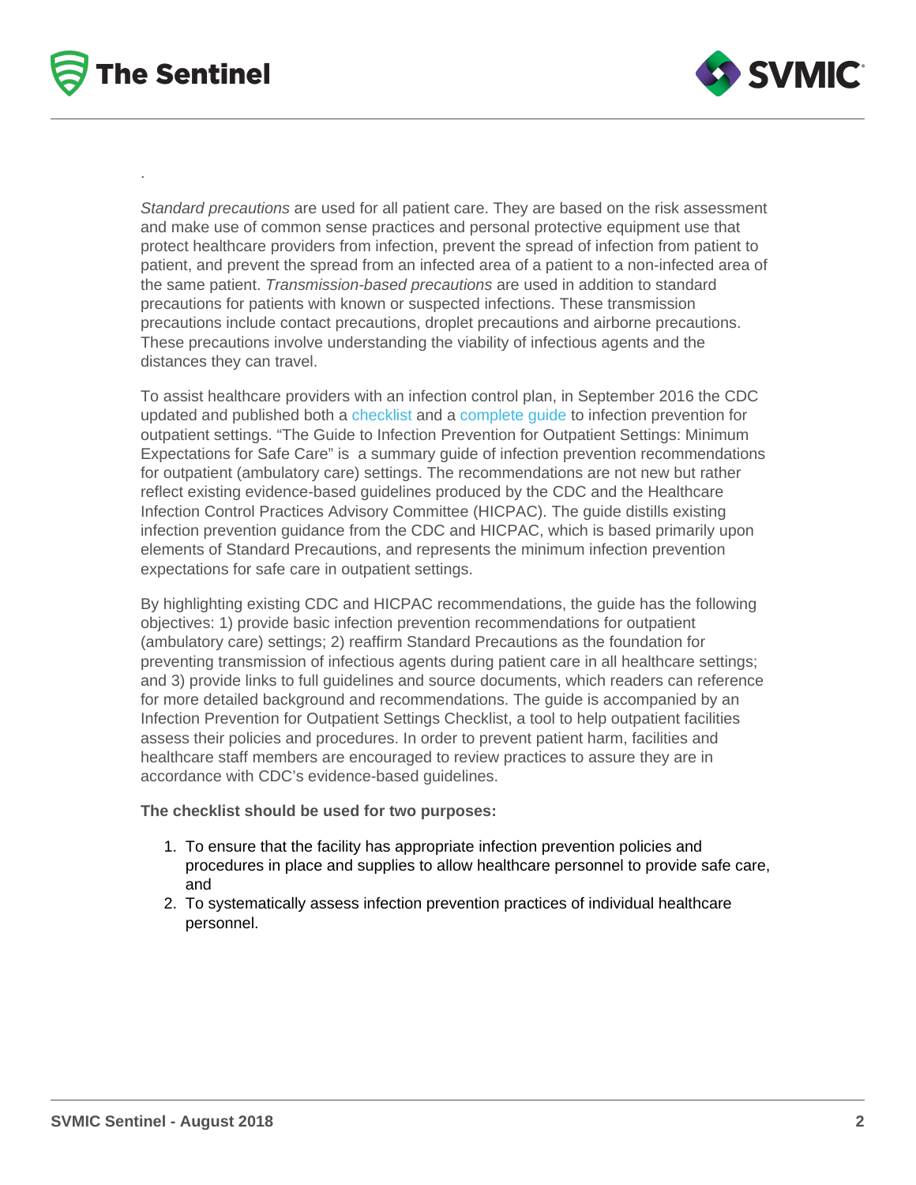.

*Standard precautions* are used for all patient care. They are based on the risk assessment and make use of common sense practices and personal protective equipment use that protect healthcare providers from infection, prevent the spread of infection from patient to patient, and prevent the spread from an infected area of a patient to a non-infected area of the same patient. *Transmission-based precautions* are used in addition to standard precautions for patients with known or suspected infections. These transmission precautions include contact precautions, droplet precautions and airborne precautions. These precautions involve understanding the viability of infectious agents and the distances they can travel.

To assist healthcare providers with an infection control plan, in September 2016 the CDC updated and published both a checklist and a complete guide to infection prevention for outpatient settings. "The Guide to Infection Prevention for Outpatient Settings: Minimum Expectations for Safe Care" is a summary guide of infection prevention recommendations for outpatient (ambulatory care) settings. The recommendations are not new but rather reflect existing evidence-based guidelines produced by the CDC and the Healthcare Infection Control Practices Advisory Committee (HICPAC). The guide distills existing infection prevention guidance from the CDC and HICPAC, which is based primarily upon elements of Standard Precautions, and represents the minimum infection prevention expectations for safe care in outpatient settings.

By highlighting existing CDC and HICPAC recommendations, the guide has the following objectives: 1) provide basic infection prevention recommendations for outpatient (ambulatory care) settings; 2) reaffirm Standard Precautions as the foundation for preventing transmission of infectious agents during patient care in all healthcare settings; and 3) provide links to full guidelines and source documents, which readers can reference for more detailed background and recommendations. The guide is accompanied by an Infection Prevention for Outpatient Settings Checklist, a tool to help outpatient facilities assess their policies and procedures. In order to prevent patient harm, facilities and healthcare staff members are encouraged to review practices to assure they are in accordance with CDC's evidence-based guidelines.

**The checklist should be used for two purposes:**

1. To ensure that the facility has appropriate infection prevention policies and procedures in place and supplies to allow healthcare personnel to provide safe care, and
2. To systematically assess infection prevention practices of individual healthcare personnel.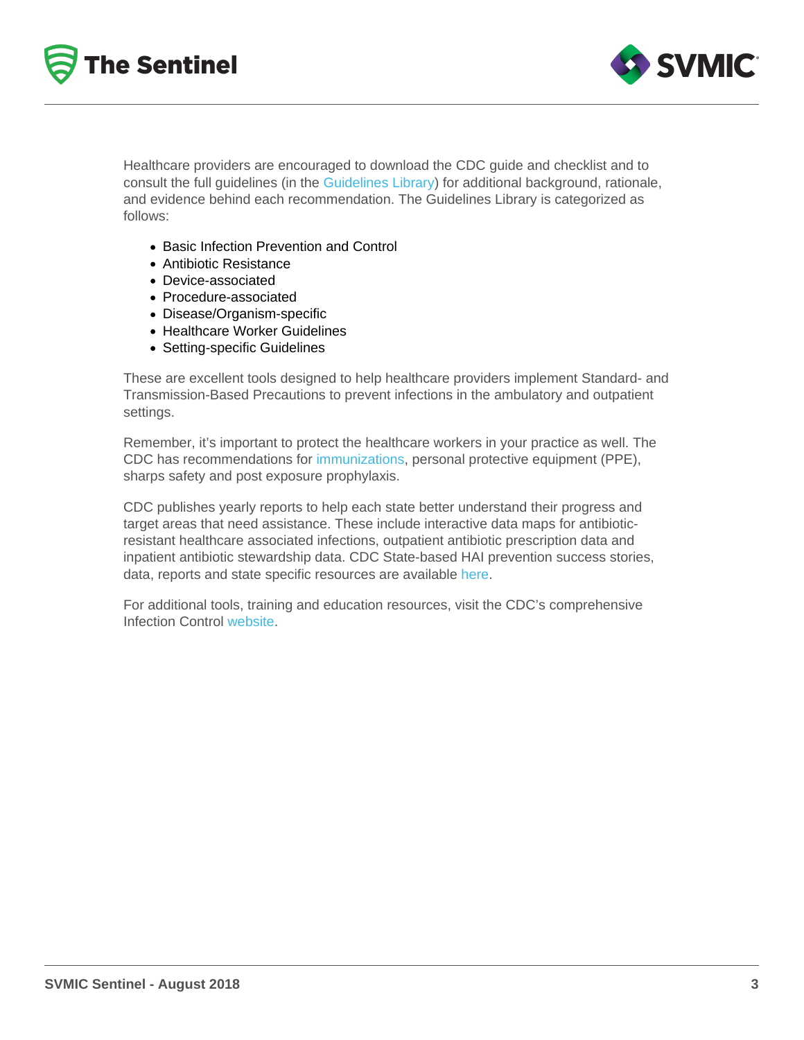Healthcare providers are encouraged to download the CDC guide and checklist and to consult the full guidelines (in the Guidelines Library) for additional background, rationale, and evidence behind each recommendation. The Guidelines Library is categorized as follows:

- Basic Infection Prevention and Control
- Antibiotic Resistance
- Device-associated
- Procedure-associated
- Disease/Organism-specific
- Healthcare Worker Guidelines
- Setting-specific Guidelines

These are excellent tools designed to help healthcare providers implement Standard- and Transmission-Based Precautions to prevent infections in the ambulatory and outpatient settings.

Remember, it's important to protect the healthcare workers in your practice as well. The CDC has recommendations for immunizations, personal protective equipment (PPE), sharps safety and post exposure prophylaxis.

CDC publishes yearly reports to help each state better understand their progress and target areas that need assistance. These include interactive data maps for antibiotic-resistant healthcare associated infections, outpatient antibiotic prescription data and inpatient antibiotic stewardship data. CDC State-based HAI prevention success stories, data, reports and state specific resources are available here.

For additional tools, training and education resources, visit the CDC's comprehensive Infection Control website.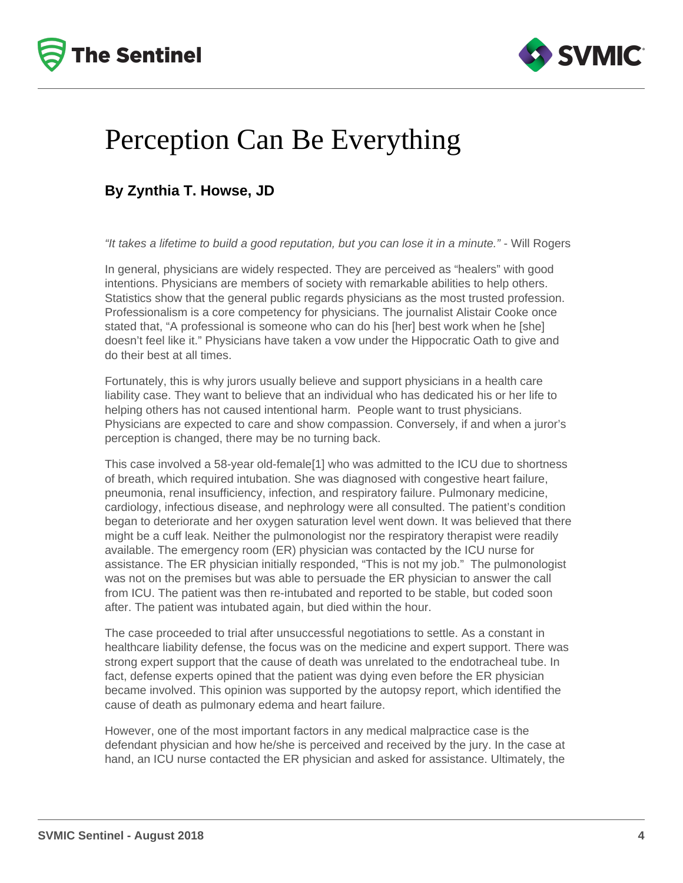# Perception Can Be Everything

**By Zynthia T. Howse, JD**

*"It takes a lifetime to build a good reputation, but you can lose it in a minute."* - Will Rogers

In general, physicians are widely respected. They are perceived as "healers" with good intentions. Physicians are members of society with remarkable abilities to help others. Statistics show that the general public regards physicians as the most trusted profession. Professionalism is a core competency for physicians. The journalist Alistair Cooke once stated that, "A professional is someone who can do his [her] best work when he [she] doesn't feel like it." Physicians have taken a vow under the Hippocratic Oath to give and do their best at all times.

Fortunately, this is why jurors usually believe and support physicians in a health care liability case. They want to believe that an individual who has dedicated his or her life to helping others has not caused intentional harm. People want to trust physicians. Physicians are expected to care and show compassion. Conversely, if and when a juror's perception is changed, there may be no turning back.

This case involved a 58-year old-female[1] who was admitted to the ICU due to shortness of breath, which required intubation. She was diagnosed with congestive heart failure, pneumonia, renal insufficiency, infection, and respiratory failure. Pulmonary medicine, cardiology, infectious disease, and nephrology were all consulted. The patient's condition began to deteriorate and her oxygen saturation level went down. It was believed that there might be a cuff leak. Neither the pulmonologist nor the respiratory therapist were readily available. The emergency room (ER) physician was contacted by the ICU nurse for assistance. The ER physician initially responded, "This is not my job." The pulmonologist was not on the premises but was able to persuade the ER physician to answer the call from ICU. The patient was then re-intubated and reported to be stable, but coded soon after. The patient was intubated again, but died within the hour.

The case proceeded to trial after unsuccessful negotiations to settle. As a constant in healthcare liability defense, the focus was on the medicine and expert support. There was strong expert support that the cause of death was unrelated to the endotracheal tube. In fact, defense experts opined that the patient was dying even before the ER physician became involved. This opinion was supported by the autopsy report, which identified the cause of death as pulmonary edema and heart failure.

However, one of the most important factors in any medical malpractice case is the defendant physician and how he/she is perceived and received by the jury. In the case at hand, an ICU nurse contacted the ER physician and asked for assistance. Ultimately, the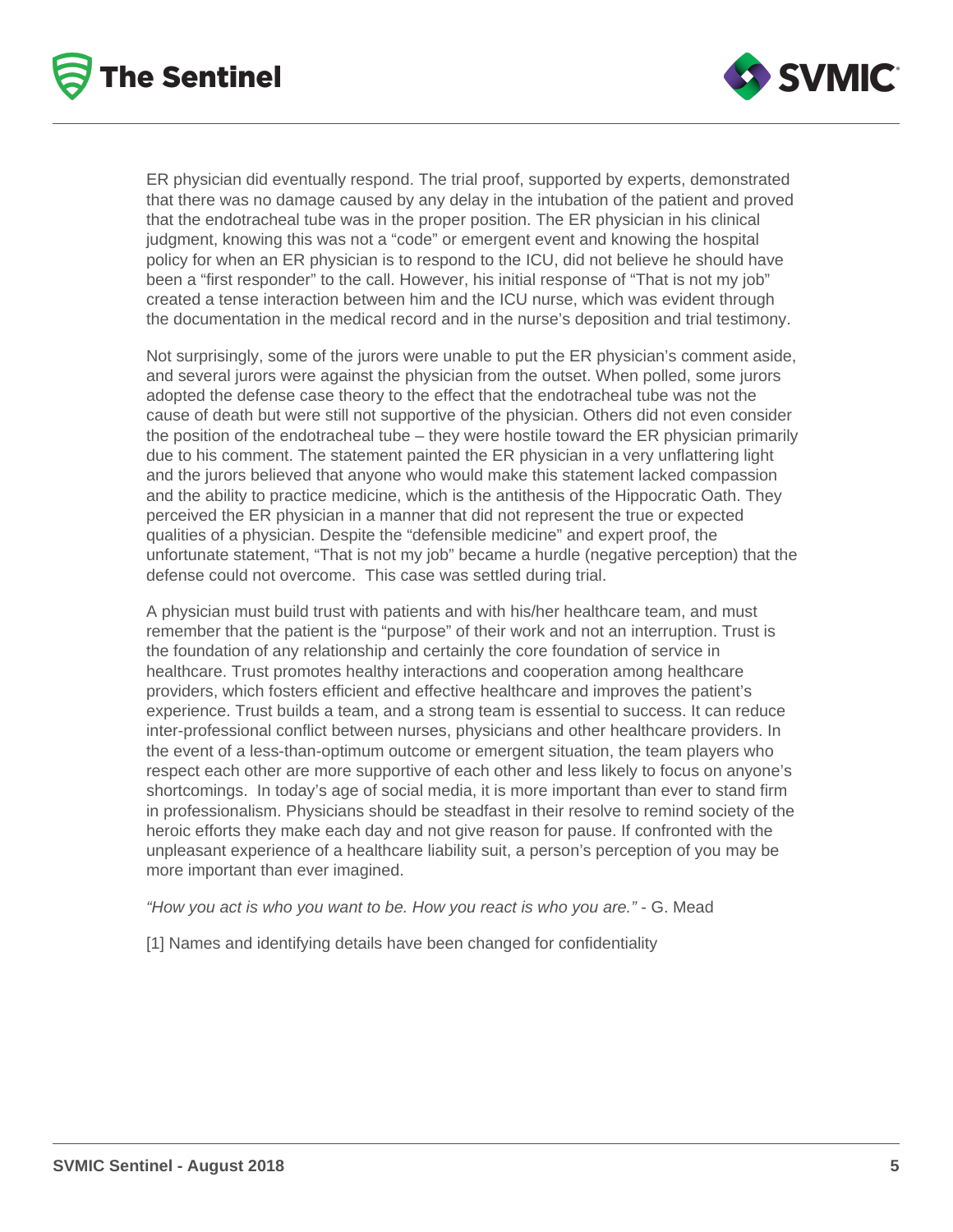ER physician did eventually respond. The trial proof, supported by experts, demonstrated that there was no damage caused by any delay in the intubation of the patient and proved that the endotracheal tube was in the proper position. The ER physician in his clinical judgment, knowing this was not a "code" or emergent event and knowing the hospital policy for when an ER physician is to respond to the ICU, did not believe he should have been a "first responder" to the call. However, his initial response of "That is not my job" created a tense interaction between him and the ICU nurse, which was evident through the documentation in the medical record and in the nurse's deposition and trial testimony.

Not surprisingly, some of the jurors were unable to put the ER physician's comment aside, and several jurors were against the physician from the outset. When polled, some jurors adopted the defense case theory to the effect that the endotracheal tube was not the cause of death but were still not supportive of the physician. Others did not even consider the position of the endotracheal tube – they were hostile toward the ER physician primarily due to his comment. The statement painted the ER physician in a very unflattering light and the jurors believed that anyone who would make this statement lacked compassion and the ability to practice medicine, which is the antithesis of the Hippocratic Oath. They perceived the ER physician in a manner that did not represent the true or expected qualities of a physician. Despite the "defensible medicine" and expert proof, the unfortunate statement, "That is not my job" became a hurdle (negative perception) that the defense could not overcome. This case was settled during trial.

A physician must build trust with patients and with his/her healthcare team, and must remember that the patient is the "purpose" of their work and not an interruption. Trust is the foundation of any relationship and certainly the core foundation of service in healthcare. Trust promotes healthy interactions and cooperation among healthcare providers, which fosters efficient and effective healthcare and improves the patient's experience. Trust builds a team, and a strong team is essential to success. It can reduce inter-professional conflict between nurses, physicians and other healthcare providers. In the event of a less-than-optimum outcome or emergent situation, the team players who respect each other are more supportive of each other and less likely to focus on anyone's shortcomings. In today's age of social media, it is more important than ever to stand firm in professionalism. Physicians should be steadfast in their resolve to remind society of the heroic efforts they make each day and not give reason for pause. If confronted with the unpleasant experience of a healthcare liability suit, a person's perception of you may be more important than ever imagined.

*"How you act is who you want to be. How you react is who you are."* - G. Mead

[1] Names and identifying details have been changed for confidentiality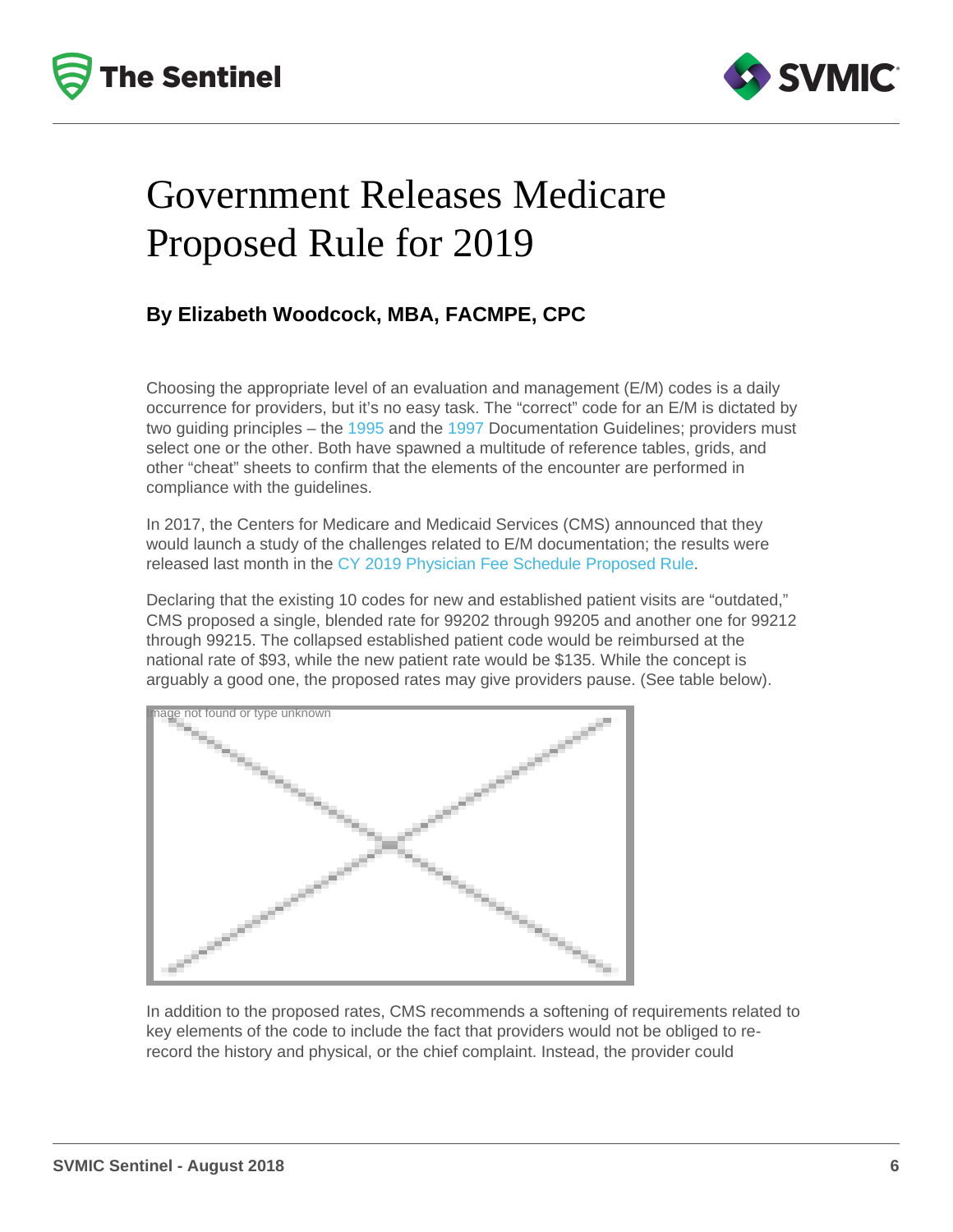# Government Releases Medicare Proposed Rule for 2019

### By Elizabeth Woodcock, MBA, FACMPE, CPC

Choosing the appropriate level of an evaluation and management (E/M) codes is a daily occurrence for providers, but it's no easy task. The "correct" code for an E/M is dictated by two guiding principles – the 1995 and the 1997 Documentation Guidelines; providers must select one or the other. Both have spawned a multitude of reference tables, grids, and other "cheat" sheets to confirm that the elements of the encounter are performed in compliance with the guidelines.

In 2017, the Centers for Medicare and Medicaid Services (CMS) announced that they would launch a study of the challenges related to E/M documentation; the results were released last month in the CY 2019 Physician Fee Schedule Proposed Rule.

Declaring that the existing 10 codes for new and established patient visits are "outdated," CMS proposed a single, blended rate for 99202 through 99205 and another one for 99212 through 99215. The collapsed established patient code would be reimbursed at the national rate of $93, while the new patient rate would be $135. While the concept is arguably a good one, the proposed rates may give providers pause. (See table below).

In addition to the proposed rates, CMS recommends a softening of requirements related to key elements of the code to include the fact that providers would not be obliged to re-record the history and physical, or the chief complaint. Instead, the provider could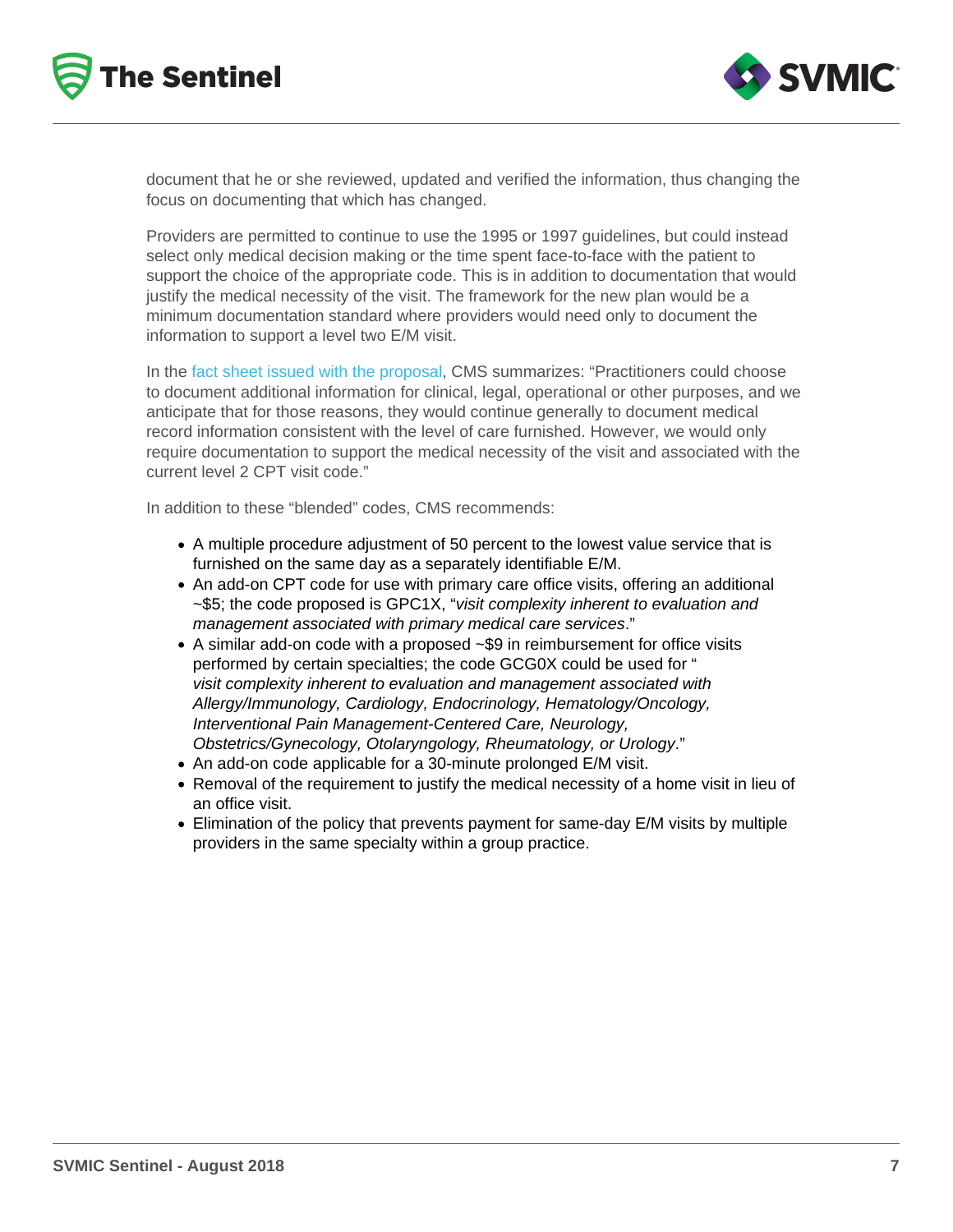document that he or she reviewed, updated and verified the information, thus changing the focus on documenting that which has changed.

Providers are permitted to continue to use the 1995 or 1997 guidelines, but could instead select only medical decision making or the time spent face-to-face with the patient to support the choice of the appropriate code. This is in addition to documentation that would justify the medical necessity of the visit. The framework for the new plan would be a minimum documentation standard where providers would need only to document the information to support a level two E/M visit.

In the fact sheet issued with the proposal, CMS summarizes: “Practitioners could choose to document additional information for clinical, legal, operational or other purposes, and we anticipate that for those reasons, they would continue generally to document medical record information consistent with the level of care furnished. However, we would only require documentation to support the medical necessity of the visit and associated with the current level 2 CPT visit code.”

In addition to these “blended” codes, CMS recommends:

- A multiple procedure adjustment of 50 percent to the lowest value service that is furnished on the same day as a separately identifiable E/M.
- An add-on CPT code for use with primary care office visits, offering an additional ~$5; the code proposed is GPC1X, “*visit complexity inherent to evaluation and management associated with primary medical care services*.”
- A similar add-on code with a proposed ~$9 in reimbursement for office visits performed by certain specialties; the code GCG0X could be used for “ *visit complexity inherent to evaluation and management associated with Allergy/Immunology, Cardiology, Endocrinology, Hematology/Oncology, Interventional Pain Management-Centered Care, Neurology, Obstetrics/Gynecology, Otolaryngology, Rheumatology, or Urology*.”
- An add-on code applicable for a 30-minute prolonged E/M visit.
- Removal of the requirement to justify the medical necessity of a home visit in lieu of an office visit.
- Elimination of the policy that prevents payment for same-day E/M visits by multiple providers in the same specialty within a group practice.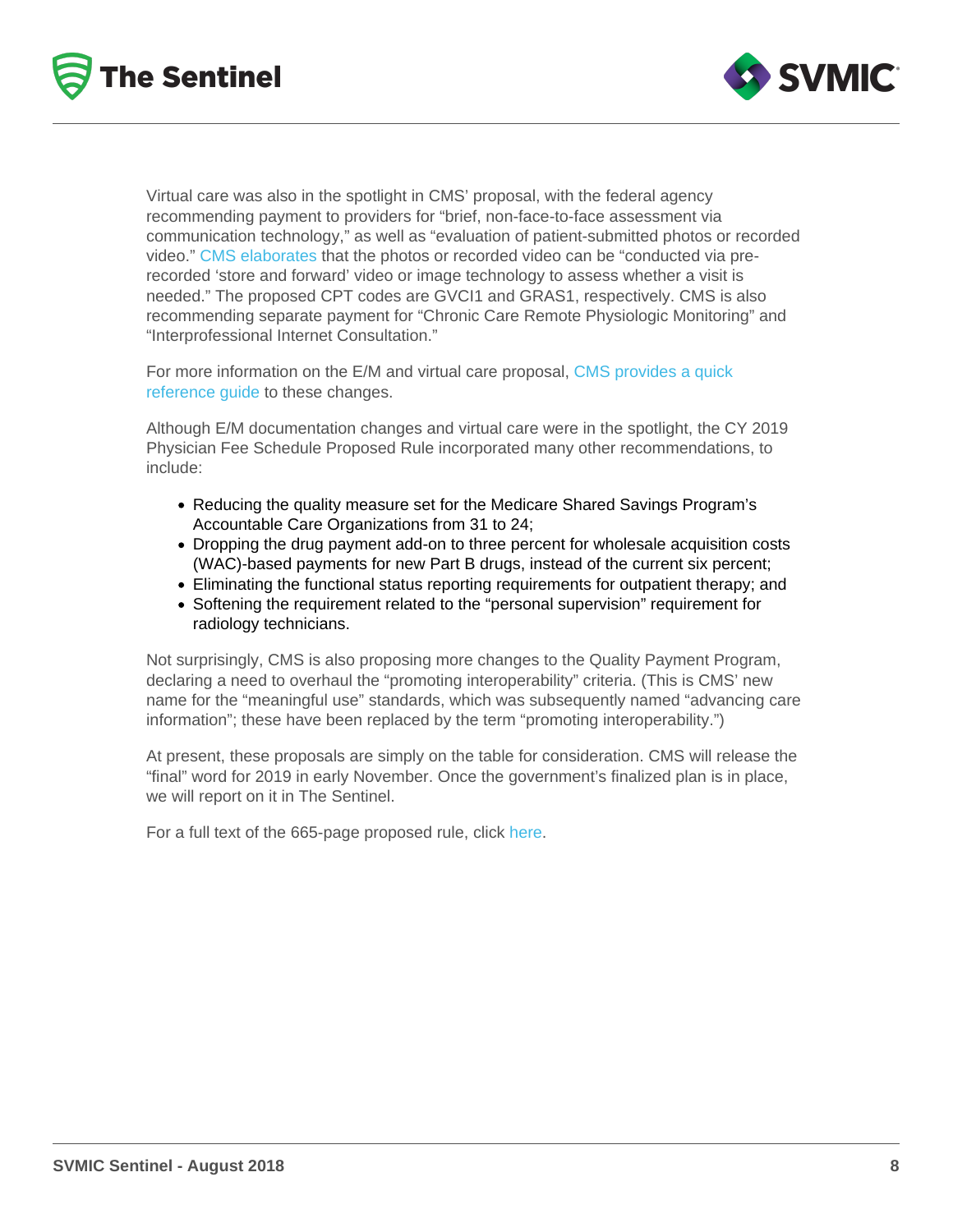Virtual care was also in the spotlight in CMS' proposal, with the federal agency recommending payment to providers for "brief, non-face-to-face assessment via communication technology," as well as "evaluation of patient-submitted photos or recorded video." CMS elaborates that the photos or recorded video can be "conducted via pre-recorded 'store and forward' video or image technology to assess whether a visit is needed." The proposed CPT codes are GVCI1 and GRAS1, respectively. CMS is also recommending separate payment for "Chronic Care Remote Physiologic Monitoring" and "Interprofessional Internet Consultation."

For more information on the E/M and virtual care proposal, CMS provides a quick reference guide to these changes.

Although E/M documentation changes and virtual care were in the spotlight, the CY 2019 Physician Fee Schedule Proposed Rule incorporated many other recommendations, to include:

- Reducing the quality measure set for the Medicare Shared Savings Program's Accountable Care Organizations from 31 to 24;
- Dropping the drug payment add-on to three percent for wholesale acquisition costs (WAC)-based payments for new Part B drugs, instead of the current six percent;
- Eliminating the functional status reporting requirements for outpatient therapy; and
- Softening the requirement related to the "personal supervision" requirement for radiology technicians.

Not surprisingly, CMS is also proposing more changes to the Quality Payment Program, declaring a need to overhaul the "promoting interoperability" criteria. (This is CMS' new name for the "meaningful use" standards, which was subsequently named "advancing care information"; these have been replaced by the term "promoting interoperability.")

At present, these proposals are simply on the table for consideration. CMS will release the "final" word for 2019 in early November. Once the government's finalized plan is in place, we will report on it in The Sentinel.

For a full text of the 665-page proposed rule, click here.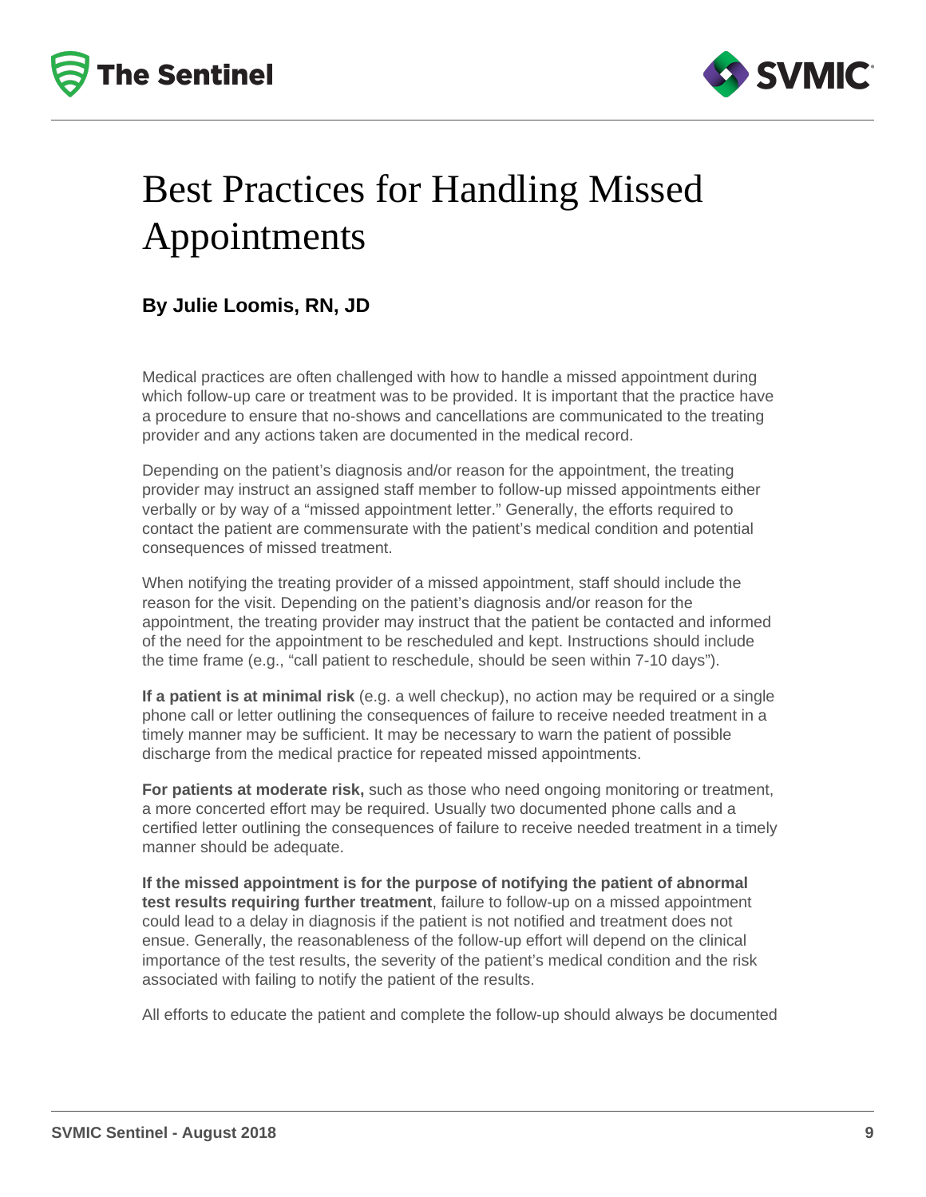# Best Practices for Handling Missed Appointments

**By Julie Loomis, RN, JD**

Medical practices are often challenged with how to handle a missed appointment during which follow-up care or treatment was to be provided. It is important that the practice have a procedure to ensure that no-shows and cancellations are communicated to the treating provider and any actions taken are documented in the medical record.

Depending on the patient's diagnosis and/or reason for the appointment, the treating provider may instruct an assigned staff member to follow-up missed appointments either verbally or by way of a "missed appointment letter." Generally, the efforts required to contact the patient are commensurate with the patient's medical condition and potential consequences of missed treatment.

When notifying the treating provider of a missed appointment, staff should include the reason for the visit. Depending on the patient's diagnosis and/or reason for the appointment, the treating provider may instruct that the patient be contacted and informed of the need for the appointment to be rescheduled and kept. Instructions should include the time frame (e.g., "call patient to reschedule, should be seen within 7-10 days").

**If a patient is at minimal risk** (e.g. a well checkup), no action may be required or a single phone call or letter outlining the consequences of failure to receive needed treatment in a timely manner may be sufficient. It may be necessary to warn the patient of possible discharge from the medical practice for repeated missed appointments.

**For patients at moderate risk,** such as those who need ongoing monitoring or treatment, a more concerted effort may be required. Usually two documented phone calls and a certified letter outlining the consequences of failure to receive needed treatment in a timely manner should be adequate.

**If the missed appointment is for the purpose of notifying the patient of abnormal test results requiring further treatment**, failure to follow-up on a missed appointment could lead to a delay in diagnosis if the patient is not notified and treatment does not ensue. Generally, the reasonableness of the follow-up effort will depend on the clinical importance of the test results, the severity of the patient's medical condition and the risk associated with failing to notify the patient of the results.

All efforts to educate the patient and complete the follow-up should always be documented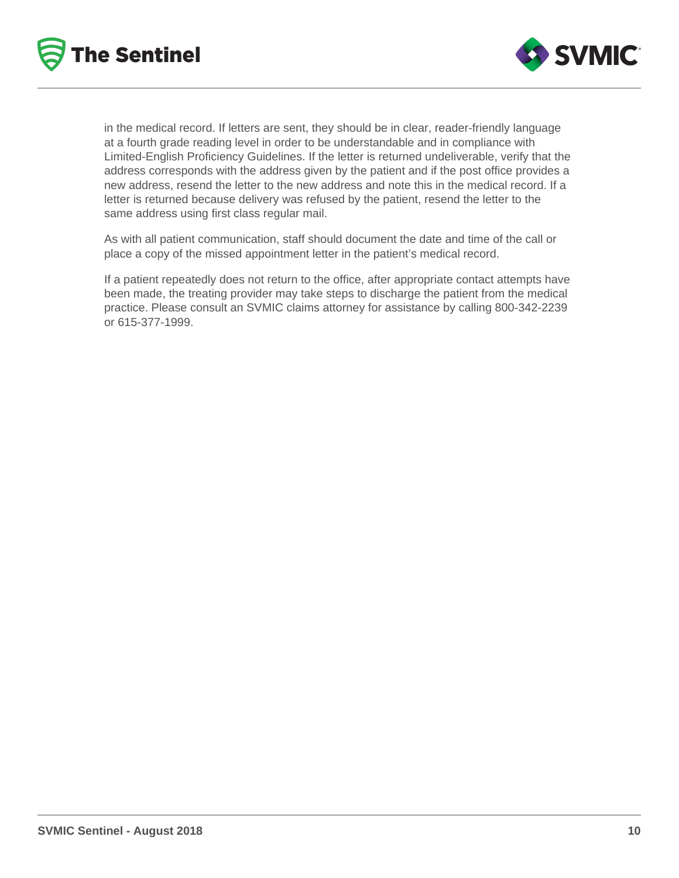in the medical record. If letters are sent, they should be in clear, reader-friendly language at a fourth grade reading level in order to be understandable and in compliance with Limited-English Proficiency Guidelines. If the letter is returned undeliverable, verify that the address corresponds with the address given by the patient and if the post office provides a new address, resend the letter to the new address and note this in the medical record. If a letter is returned because delivery was refused by the patient, resend the letter to the same address using first class regular mail.

As with all patient communication, staff should document the date and time of the call or place a copy of the missed appointment letter in the patient's medical record.

If a patient repeatedly does not return to the office, after appropriate contact attempts have been made, the treating provider may take steps to discharge the patient from the medical practice. Please consult an SVMIC claims attorney for assistance by calling 800-342-2239 or 615-377-1999.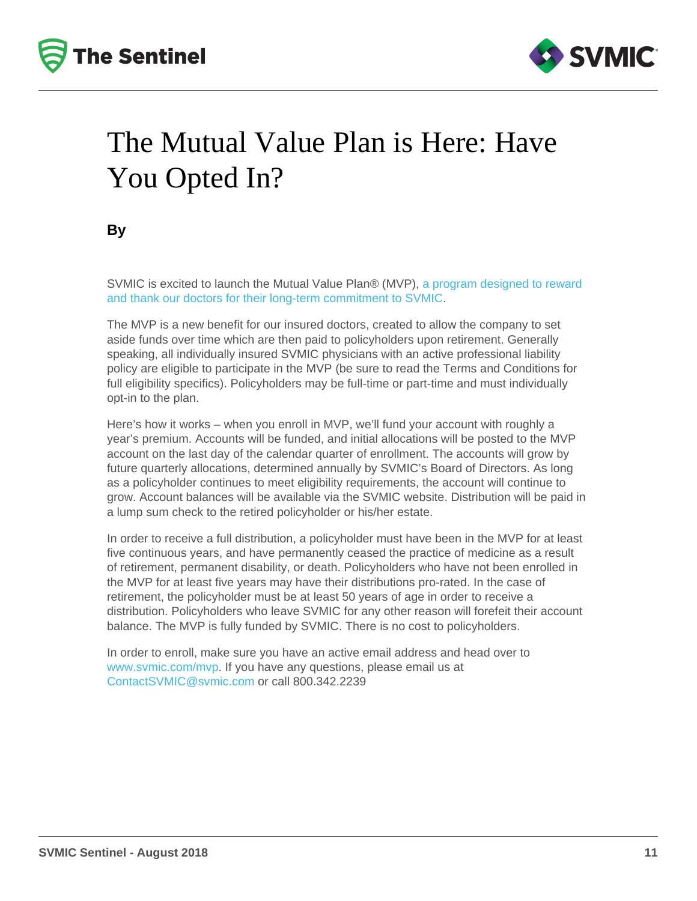# The Mutual Value Plan is Here: Have You Opted In?

**By**

SVMIC is excited to launch the Mutual Value Plan® (MVP), a program designed to reward and thank our doctors for their long-term commitment to SVMIC.

The MVP is a new benefit for our insured doctors, created to allow the company to set aside funds over time which are then paid to policyholders upon retirement. Generally speaking, all individually insured SVMIC physicians with an active professional liability policy are eligible to participate in the MVP (be sure to read the Terms and Conditions for full eligibility specifics). Policyholders may be full-time or part-time and must individually opt-in to the plan.

Here's how it works – when you enroll in MVP, we'll fund your account with roughly a year's premium. Accounts will be funded, and initial allocations will be posted to the MVP account on the last day of the calendar quarter of enrollment. The accounts will grow by future quarterly allocations, determined annually by SVMIC's Board of Directors. As long as a policyholder continues to meet eligibility requirements, the account will continue to grow. Account balances will be available via the SVMIC website. Distribution will be paid in a lump sum check to the retired policyholder or his/her estate.

In order to receive a full distribution, a policyholder must have been in the MVP for at least five continuous years, and have permanently ceased the practice of medicine as a result of retirement, permanent disability, or death. Policyholders who have not been enrolled in the MVP for at least five years may have their distributions pro-rated. In the case of retirement, the policyholder must be at least 50 years of age in order to receive a distribution. Policyholders who leave SVMIC for any other reason will forefeit their account balance. The MVP is fully funded by SVMIC. There is no cost to policyholders.

In order to enroll, make sure you have an active email address and head over to www.svmic.com/mvp. If you have any questions, please email us at ContactSVMIC@svmic.com or call 800.342.2239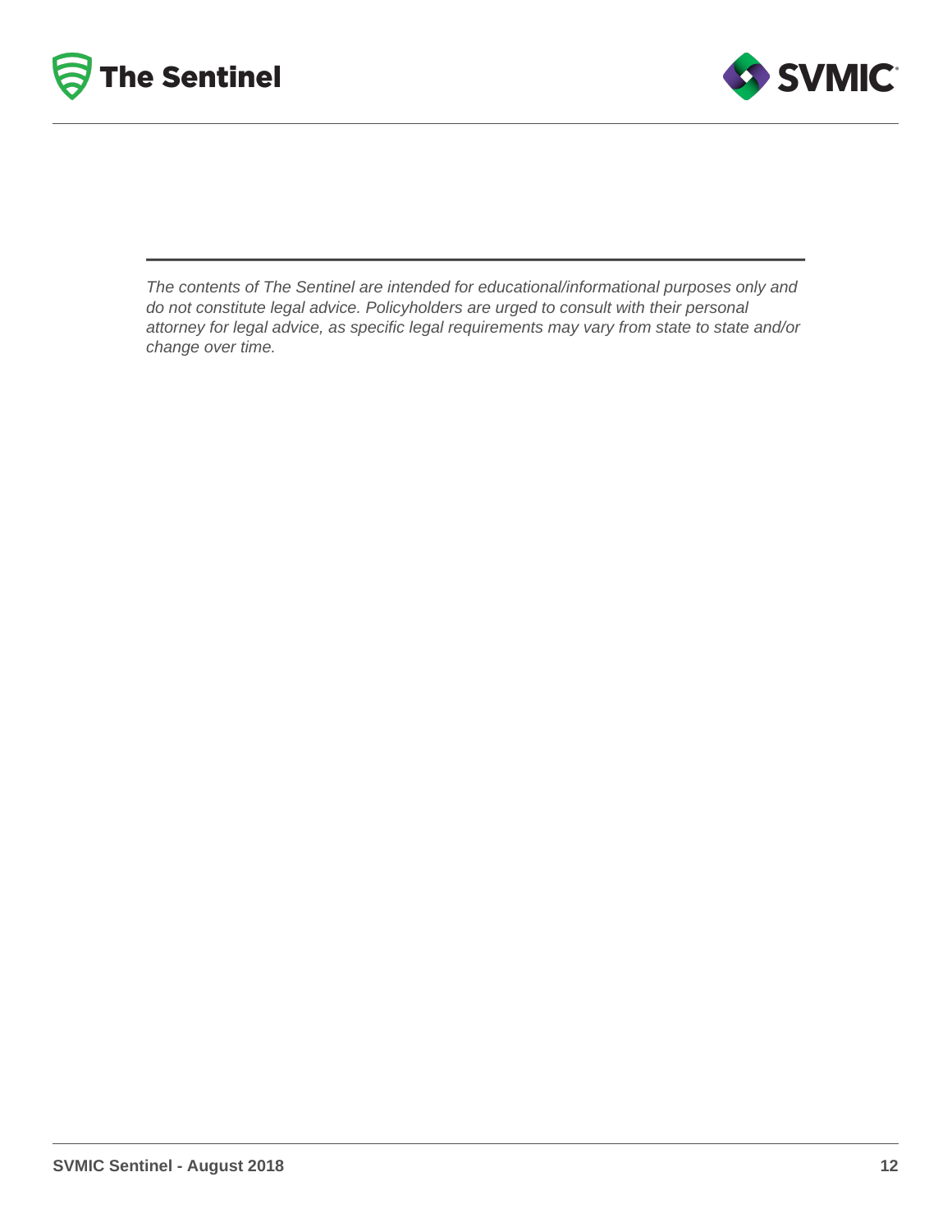---

*The contents of The Sentinel are intended for educational/informational purposes only and do not constitute legal advice. Policyholders are urged to consult with their personal attorney for legal advice, as specific legal requirements may vary from state to state and/or change over time.*